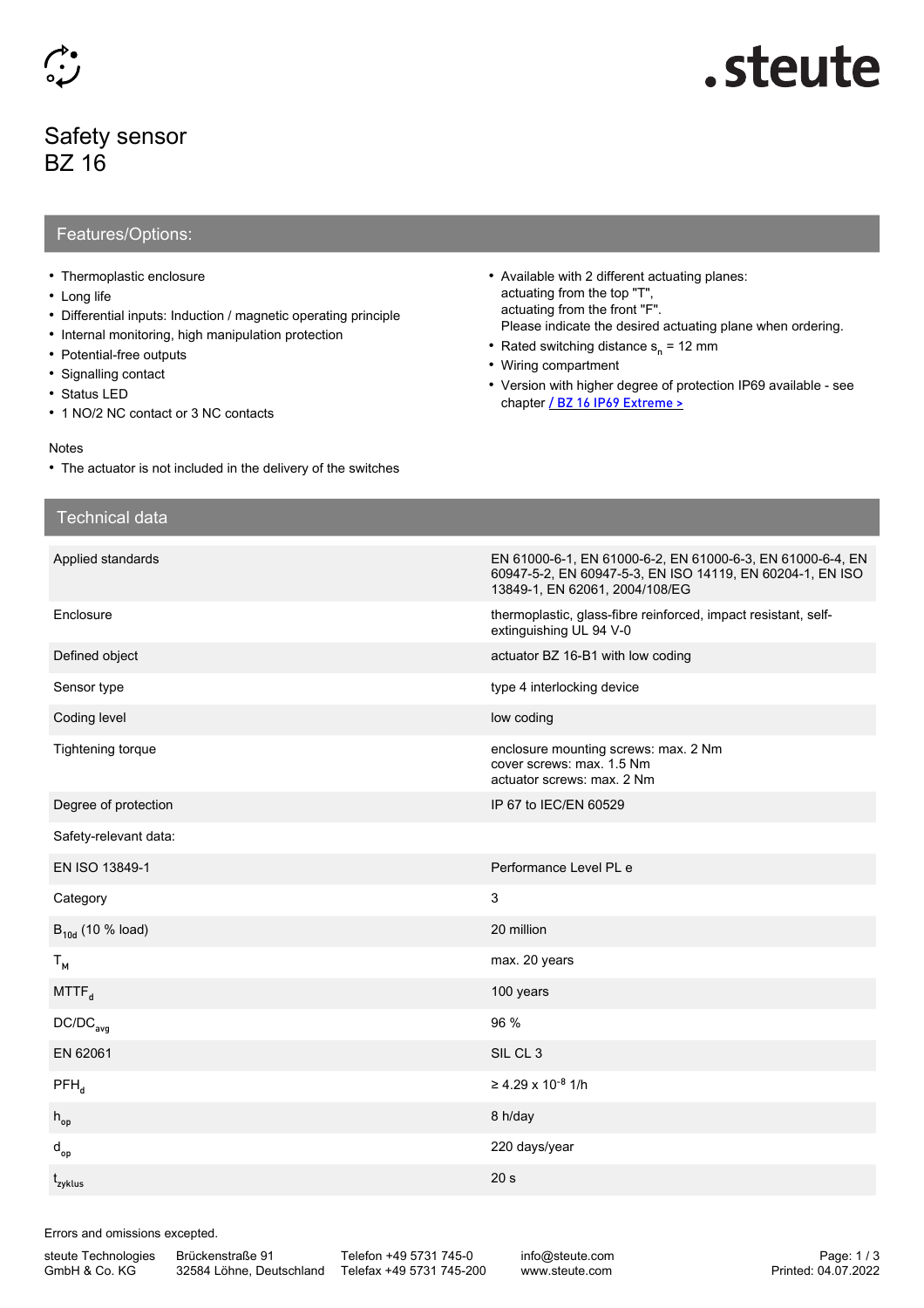# Safety sensor
# BZ 16

## Features/Options:

- Thermoplastic enclosure
- Long life
- Differential inputs: Induction / magnetic operating principle
- Internal monitoring, high manipulation protection
- Potential-free outputs
- Signalling contact
- Status LED
- 1 NO/2 NC contact or 3 NC contacts
- Available with 2 different actuating planes:
  actuating from the top "T",
  actuating from the front "F".
  Please indicate the desired actuating plane when ordering.
- Rated switching distance $s_n$ = 12 mm
- Wiring compartment
- Version with higher degree of protection IP69 available - see chapter / BZ 16 IP69 Extreme >

Notes

- The actuator is not included in the delivery of the switches

## Technical data

| | |
|---|---|
| Applied standards | EN 61000-6-1, EN 61000-6-2, EN 61000-6-3, EN 61000-6-4, EN 60947-5-2, EN 60947-5-3, EN ISO 14119, EN 60204-1, EN ISO 13849-1, EN 62061, 2004/108/EG |
| Enclosure | thermoplastic, glass-fibre reinforced, impact resistant, self-extinguishing UL 94 V-0 |
| Defined object | actuator BZ 16-B1 with low coding |
| Sensor type | type 4 interlocking device |
| Coding level | low coding |
| Tightening torque | enclosure mounting screws: max. 2 Nm<br>cover screws: max. 1.5 Nm<br>actuator screws: max. 2 Nm |
| Degree of protection | IP 67 to IEC/EN 60529 |
| Safety-relevant data: | |
| EN ISO 13849-1 | Performance Level PL e |
| Category | 3 |
| $B_{10d}$ (10 % load) | 20 million |
| $T_M$ | max. 20 years |
| $MTTF_d$ | 100 years |
| $DC/DC_{avg}$ | 96 % |
| EN 62061 | SIL CL 3 |
| $PFH_d$ | ≥ 4.29 x $10^{-8}$ 1/h |
| $h_{op}$ | 8 h/day |
| $d_{op}$ | 220 days/year |
| $t_{zyklus}$ | 20 s |

Errors and omissions excepted.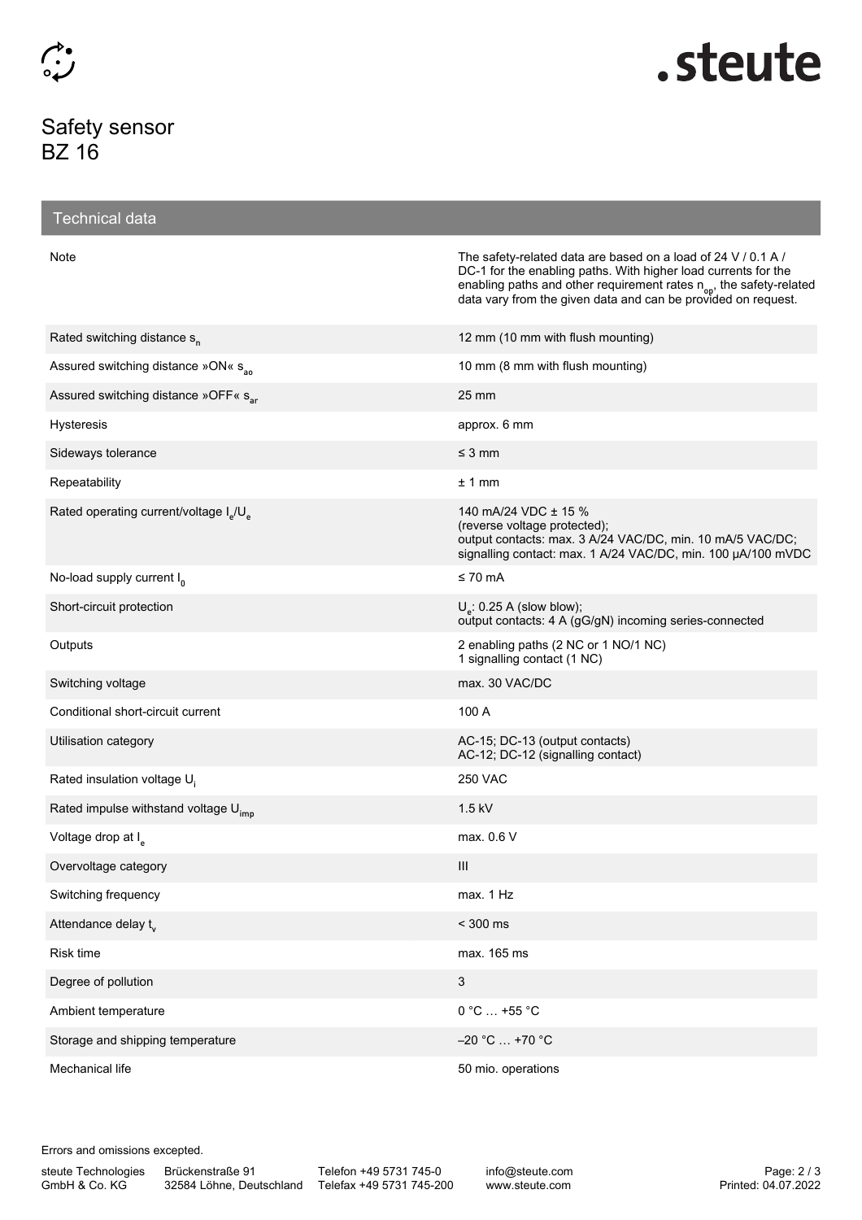# Safety sensor
# BZ 16

## Technical data

| | |
|---|---|
| Note | The safety-related data are based on a load of 24 V / 0.1 A / DC-1 for the enabling paths. With higher load currents for the enabling paths and other requirement rates $n_{op}$, the safety-related data vary from the given data and can be provided on request. |
| Rated switching distance $s_n$ | 12 mm (10 mm with flush mounting) |
| Assured switching distance »ON« $s_{ao}$ | 10 mm (8 mm with flush mounting) |
| Assured switching distance »OFF« $s_{ar}$ | 25 mm |
| Hysteresis | approx. 6 mm |
| Sideways tolerance | ≤ 3 mm |
| Repeatability | ± 1 mm |
| Rated operating current/voltage $I_e$/$U_e$ | 140 mA/24 VDC ± 15 % (reverse voltage protected); output contacts: max. 3 A/24 VAC/DC, min. 10 mA/5 VAC/DC; signalling contact: max. 1 A/24 VAC/DC, min. 100 µA/100 mVDC |
| No-load supply current $I_0$ | ≤ 70 mA |
| Short-circuit protection | $U_e$: 0.25 A (slow blow); output contacts: 4 A (gG/gN) incoming series-connected |
| Outputs | 2 enabling paths (2 NC or 1 NO/1 NC) 1 signalling contact (1 NC) |
| Switching voltage | max. 30 VAC/DC |
| Conditional short-circuit current | 100 A |
| Utilisation category | AC-15; DC-13 (output contacts) AC-12; DC-12 (signalling contact) |
| Rated insulation voltage $U_i$ | 250 VAC |
| Rated impulse withstand voltage $U_{imp}$ | 1.5 kV |
| Voltage drop at $I_e$ | max. 0.6 V |
| Overvoltage category | III |
| Switching frequency | max. 1 Hz |
| Attendance delay $t_v$ | < 300 ms |
| Risk time | max. 165 ms |
| Degree of pollution | 3 |
| Ambient temperature | 0 °C … +55 °C |
| Storage and shipping temperature | –20 °C … +70 °C |
| Mechanical life | 50 mio. operations |

Errors and omissions excepted.

steute Technologies GmbH & Co. KG | Brückenstraße 91, 32584 Löhne, Deutschland | Telefon +49 5731 745-0 | Telefax +49 5731 745-200 | info@steute.com | www.steute.com

Printed: 04.07.2022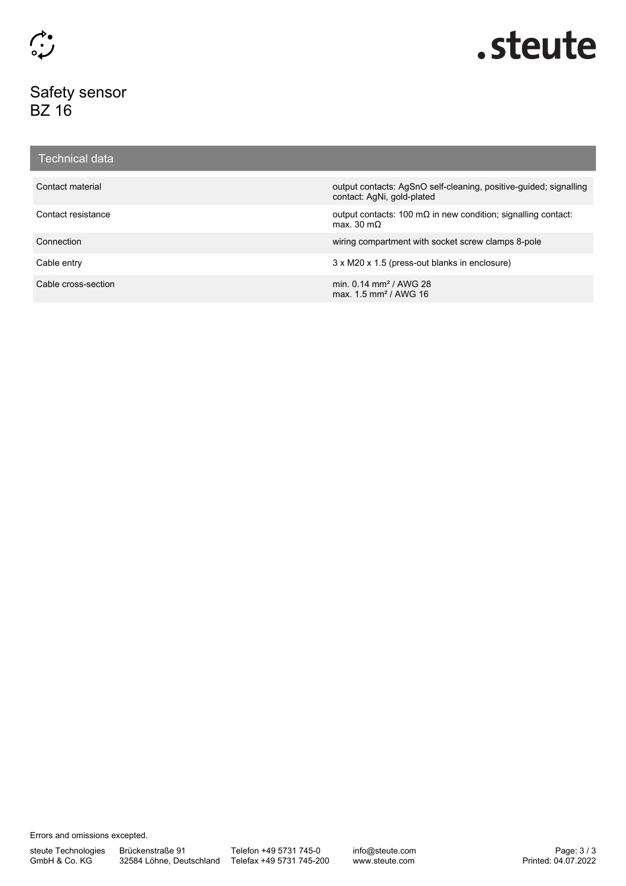# Safety sensor
# BZ 16

## Technical data

| | |
|---|---|
| Contact material | output contacts: AgSnO self-cleaning, positive-guided; signalling contact: AgNi, gold-plated |
| Contact resistance | output contacts: 100 mΩ in new condition; signalling contact: max. 30 mΩ |
| Connection | wiring compartment with socket screw clamps 8-pole |
| Cable entry | 3 x M20 x 1.5 (press-out blanks in enclosure) |
| Cable cross-section | min. 0.14 mm² / AWG 28<br>max. 1.5 mm² / AWG 16 |

Errors and omissions excepted.

steute Technologies GmbH & Co. KG
Brückenstraße 91
32584 Löhne, Deutschland
Telefon +49 5731 745-0
Telefax +49 5731 745-200
info@steute.com
www.steute.com
Printed: 04.07.2022